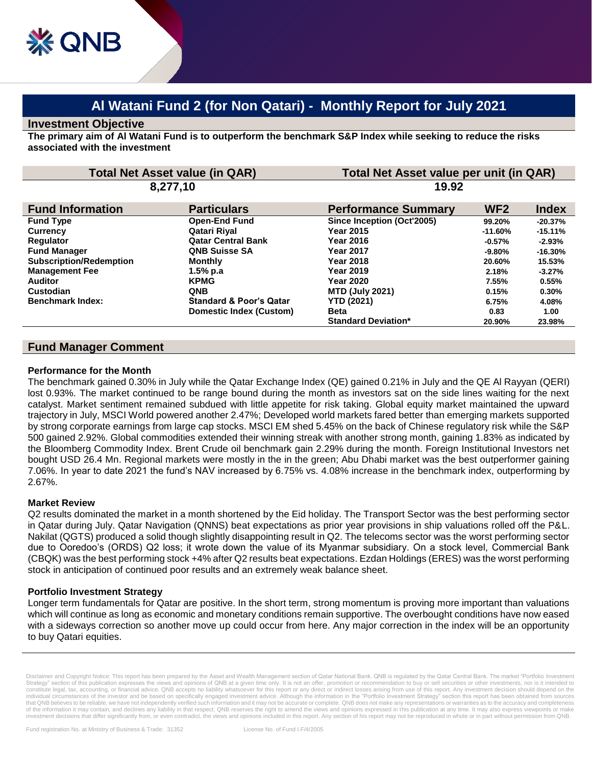# Al Watani Fund 2 (for Non Qatari) - Monthly Report for July 2021

## Investment Objective

**The primary aim of Al Watani Fund is to outperform the benchmark S&P Index while seeking to reduce the risks associated with the investment**

| Total Net Asset value (in QAR) | Total Net Asset value per unit (in QAR) |
|---|---|
| 8,277,10 | 19.92 |

| Fund Information | Particulars | Performance Summary | WF2 | Index |
|---|---|---|---|---|
| **Fund Type** | **Open-End Fund** | **Since Inception (Oct'2005)** | 99.20% | -20.37% |
| **Currency** | **Qatari Riyal** | **Year 2015** | -11.60% | -15.11% |
| **Regulator** | **Qatar Central Bank** | **Year 2016** | -0.57% | -2.93% |
| **Fund Manager** | **QNB Suisse SA** | **Year 2017** | -9.80% | -16.30% |
| **Subscription/Redemption** | **Monthly** | **Year 2018** | 20.60% | 15.53% |
| **Management Fee** | **1.5% p.a** | **Year 2019** | 2.18% | -3.27% |
| **Auditor** | **KPMG** | **Year 2020** | 7.55% | 0.55% |
| **Custodian** | **QNB** | **MTD (July 2021)** | 0.15% | 0.30% |
| **Benchmark Index:** | **Standard & Poor's Qatar Domestic Index (Custom)** | **YTD (2021)** | 6.75% | 4.08% |
| | | **Beta** | 0.83 | 1.00 |
| | | **Standard Deviation*** | 20.90% | 23.98% |

## Fund Manager Comment

### Performance for the Month

The benchmark gained 0.30% in July while the Qatar Exchange Index (QE) gained 0.21% in July and the QE Al Rayyan (QERI) lost 0.93%. The market continued to be range bound during the month as investors sat on the side lines waiting for the next catalyst. Market sentiment remained subdued with little appetite for risk taking. Global equity market maintained the upward trajectory in July, MSCI World powered another 2.47%; Developed world markets fared better than emerging markets supported by strong corporate earnings from large cap stocks. MSCI EM shed 5.45% on the back of Chinese regulatory risk while the S&P 500 gained 2.92%. Global commodities extended their winning streak with another strong month, gaining 1.83% as indicated by the Bloomberg Commodity Index. Brent Crude oil benchmark gain 2.29% during the month. Foreign Institutional Investors net bought USD 26.4 Mn. Regional markets were mostly in the in the green; Abu Dhabi market was the best outperformer gaining 7.06%. In year to date 2021 the fund's NAV increased by 6.75% vs. 4.08% increase in the benchmark index, outperforming by 2.67%.

### Market Review

Q2 results dominated the market in a month shortened by the Eid holiday. The Transport Sector was the best performing sector in Qatar during July. Qatar Navigation (QNNS) beat expectations as prior year provisions in ship valuations rolled off the P&L. Nakilat (QGTS) produced a solid though slightly disappointing result in Q2. The telecoms sector was the worst performing sector due to Ooredoo's (ORDS) Q2 loss; it wrote down the value of its Myanmar subsidiary. On a stock level, Commercial Bank (CBQK) was the best performing stock +4% after Q2 results beat expectations. Ezdan Holdings (ERES) was the worst performing stock in anticipation of continued poor results and an extremely weak balance sheet.

### Portfolio Investment Strategy

Longer term fundamentals for Qatar are positive. In the short term, strong momentum is proving more important than valuations which will continue as long as economic and monetary conditions remain supportive. The overbought conditions have now eased with a sideways correction so another move up could occur from here. Any major correction in the index will be an opportunity to buy Qatari equities.

Disclaimer and Copyright Notice: This report has been prepared by the Asset and Wealth Management section of Qatar National Bank. QNB is regulated by the Qatar Central Bank. The market "Portfolio Investment Strategy" section of this publication expresses the views and opinions of QNB at a given time only. It is not an offer, promotion or recommendation to buy or sell securities or other investments, nor is it intended to constitute legal, tax, accounting, or financial advice. QNB accepts no liability whatsoever for this report or any direct or indirect losses arising from use of this report. Any investment decision should depend on the individual circumstances of the investor and be based on specifically engaged investment advice. Although the information in the "Portfolio Investment Strategy" section this report has been obtained from sources that QNB believes to be reliable, we have not independently verified such information and it may not be accurate or complete. QNB does not make any representations or warranties as to the accuracy and completeness of the information it may contain, and declines any liability in that respect. QNB reserves the right to amend the views and opinions expressed in this publication at any time. It may also express viewpoints or make investment decisions that differ significantly from, or even contradict, the views and opinions included in this report. Any section of his report may not be reproduced in whole or in part without permission from QNB.

Fund registration No. at Ministry of Business & Trade: 31352    License No. of Fund I.F/4/2005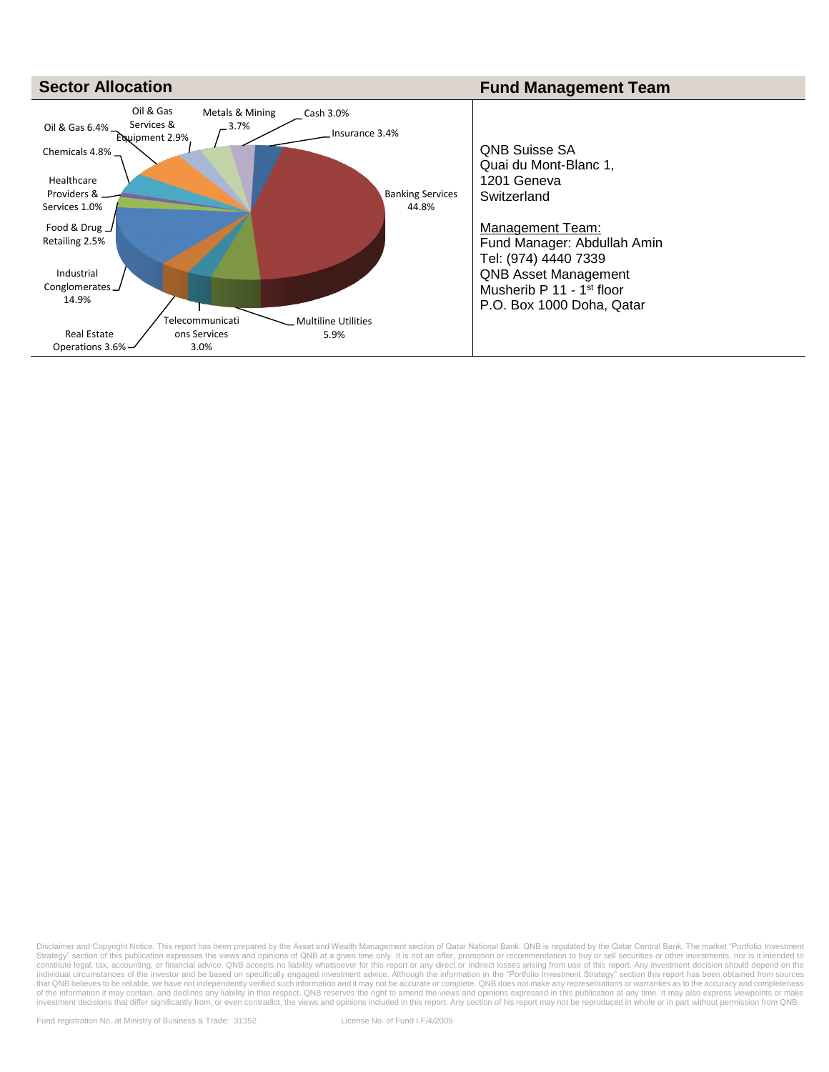## Sector Allocation

Oil & Gas 6.4%
Oil & Gas Services & Equipment 2.9%
Metals & Mining 3.7%
Cash 3.0%
Insurance 3.4%
Chemicals 4.8%
Healthcare Providers & Services 1.0%
Banking Services 44.8%
Food & Drug Retailing 2.5%
Industrial Conglomerates 14.9%
Real Estate Operations 3.6%
Telecommunications Services 3.0%
Multiline Utilities 5.9%

## Fund Management Team

QNB Suisse SA
Quai du Mont-Blanc 1,
1201 Geneva
Switzerland

Management Team:
Fund Manager: Abdullah Amin
Tel: (974) 4440 7339
QNB Asset Management
Musherib P 11 - 1st floor
P.O. Box 1000 Doha, Qatar

Disclaimer and Copyright Notice: This report has been prepared by the Asset and Wealth Management section of Qatar National Bank. QNB is regulated by the Qatar Central Bank. The market "Portfolio Investment Strategy" section of this publication expresses the views and opinions of QNB at a given time only. It is not an offer, promotion or recommendation to buy or sell securities or other investments, nor is it intended to constitute legal, tax, accounting, or financial advice. QNB accepts no liability whatsoever for this report or any direct or indirect losses arising from use of this report. Any investment decision should depend on the individual circumstances of the investor and be based on specifically engaged investment advice. Although the information in the "Portfolio Investment Strategy" section this report has been obtained from sources that QNB believes to be reliable, we have not independently verified such information and it may not be accurate or complete. QNB does not make any representations or warranties as to the accuracy and completeness of the information it may contain, and declines any liability in that respect. QNB reserves the right to amend the views and opinions expressed in this publication at any time. It may also express viewpoints or make investment decisions that differ significantly from, or even contradict, the views and opinions included in this report. Any section of his report may not be reproduced in whole or in part without permission from QNB.

Fund registration No. at Ministry of Business & Trade: 31352    License No. of Fund I.F/4/2005